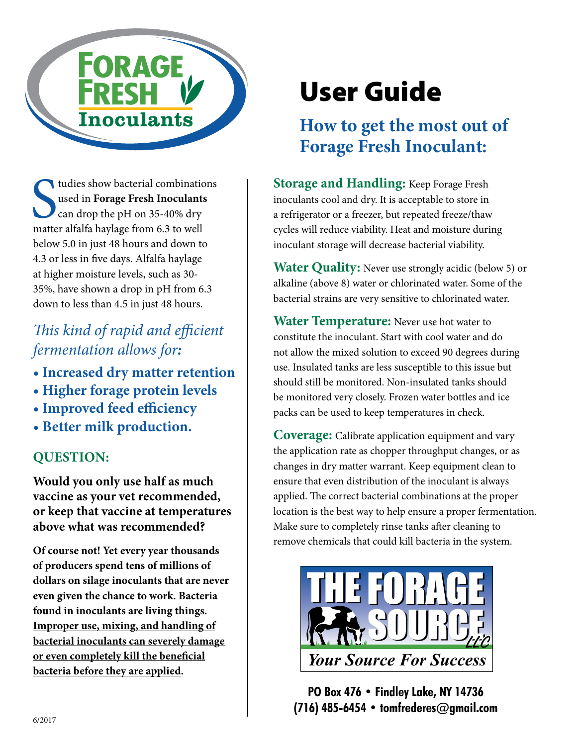# Forage Fresh Inoculants

Studies show bacterial combinations used in **Forage Fresh Inoculants** can drop the pH on 35-40% dry matter alfalfa haylage from 6.3 to well below 5.0 in just 48 hours and down to 4.3 or less in five days. Alfalfa haylage at higher moisture levels, such as 30-35%, have shown a drop in pH from 6.3 down to less than 4.5 in just 48 hours.

*This kind of rapid and efficient fermentation allows for:*

- **Increased dry matter retention**
- **Higher forage protein levels**
- **Improved feed efficiency**
- **Better milk production.**

## QUESTION:

**Would you only use half as much vaccine as your vet recommended, or keep that vaccine at temperatures above what was recommended?**

**Of course not! Yet every year thousands of producers spend tens of millions of dollars on silage inoculants that are never even given the chance to work. Bacteria found in inoculants are living things. <u>Improper use, mixing, and handling of bacterial inoculants can severely damage or even completely kill the beneficial bacteria before they are applied</u>.**

# User Guide

## How to get the most out of Forage Fresh Inoculant:

**Storage and Handling:** Keep Forage Fresh inoculants cool and dry. It is acceptable to store in a refrigerator or a freezer, but repeated freeze/thaw cycles will reduce viability. Heat and moisture during inoculant storage will decrease bacterial viability.

**Water Quality:** Never use strongly acidic (below 5) or alkaline (above 8) water or chlorinated water. Some of the bacterial strains are very sensitive to chlorinated water.

**Water Temperature:** Never use hot water to constitute the inoculant. Start with cool water and do not allow the mixed solution to exceed 90 degrees during use. Insulated tanks are less susceptible to this issue but should still be monitored. Non-insulated tanks should be monitored very closely. Frozen water bottles and ice packs can be used to keep temperatures in check.

**Coverage:** Calibrate application equipment and vary the application rate as chopper throughput changes, or as changes in dry matter warrant. Keep equipment clean to ensure that even distribution of the inoculant is always applied. The correct bacterial combinations at the proper location is the best way to help ensure a proper fermentation. Make sure to completely rinse tanks after cleaning to remove chemicals that could kill bacteria in the system.

THE FORAGE SOURCE LLC

*Your Source For Success*

**PO Box 476 • Findley Lake, NY 14736**
**(716) 485-6454 • tomfrederes@gmail.com**

6/2017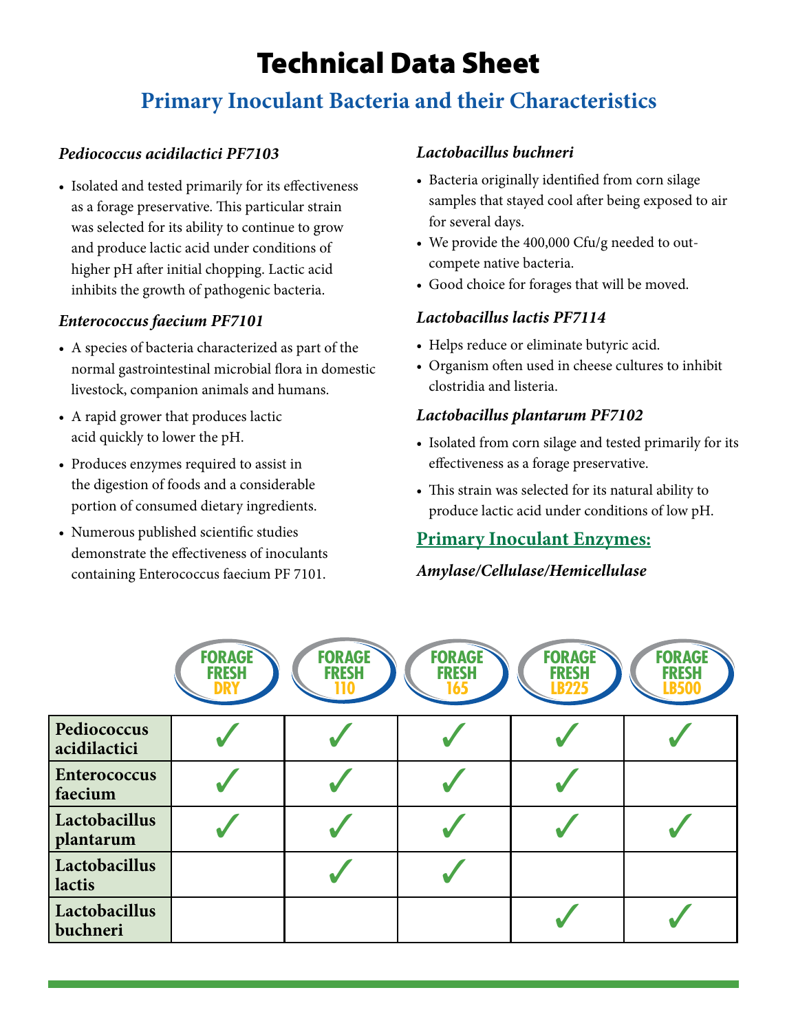# Technical Data Sheet

## Primary Inoculant Bacteria and their Characteristics

### *Pediococcus acidilactici PF7103*

- Isolated and tested primarily for its effectiveness as a forage preservative. This particular strain was selected for its ability to continue to grow and produce lactic acid under conditions of higher pH after initial chopping. Lactic acid inhibits the growth of pathogenic bacteria.

### *Enterococcus faecium PF7101*

- A species of bacteria characterized as part of the normal gastrointestinal microbial flora in domestic livestock, companion animals and humans.
- A rapid grower that produces lactic acid quickly to lower the pH.
- Produces enzymes required to assist in the digestion of foods and a considerable portion of consumed dietary ingredients.
- Numerous published scientific studies demonstrate the effectiveness of inoculants containing Enterococcus faecium PF 7101.

### *Lactobacillus buchneri*

- Bacteria originally identified from corn silage samples that stayed cool after being exposed to air for several days.
- We provide the 400,000 Cfu/g needed to out-compete native bacteria.
- Good choice for forages that will be moved.

### *Lactobacillus lactis PF7114*

- Helps reduce or eliminate butyric acid.
- Organism often used in cheese cultures to inhibit clostridia and listeria.

### *Lactobacillus plantarum PF7102*

- Isolated from corn silage and tested primarily for its effectiveness as a forage preservative.
- This strain was selected for its natural ability to produce lactic acid under conditions of low pH.

## Primary Inoculant Enzymes:

***Amylase/Cellulase/Hemicellulase***

| | FORAGE FRESH DRY | FORAGE FRESH 110 | FORAGE FRESH 165 | FORAGE FRESH LB225 | FORAGE FRESH LB500 |
|---|---|---|---|---|---|
| **Pediococcus acidilactici** | ✓ | ✓ | ✓ | ✓ | ✓ |
| **Enterococcus faecium** | ✓ | ✓ | ✓ | ✓ | |
| **Lactobacillus plantarum** | ✓ | ✓ | ✓ | ✓ | ✓ |
| **Lactobacillus lactis** | | ✓ | ✓ | | |
| **Lactobacillus buchneri** | | | | ✓ | ✓ |